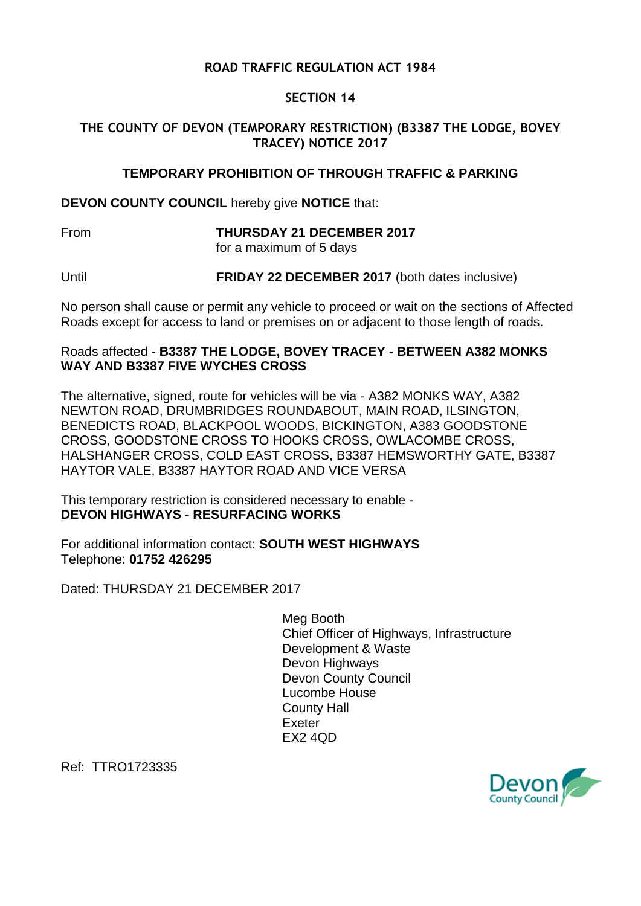**ROAD TRAFFIC REGULATION ACT 1984**

**SECTION 14**

**THE COUNTY OF DEVON (TEMPORARY RESTRICTION) (B3387 THE LODGE, BOVEY TRACEY) NOTICE 2017**

**TEMPORARY PROHIBITION OF THROUGH TRAFFIC & PARKING**

**DEVON COUNTY COUNCIL** hereby give **NOTICE** that:

From **THURSDAY 21 DECEMBER 2017**
for a maximum of 5 days

Until **FRIDAY 22 DECEMBER 2017** (both dates inclusive)

No person shall cause or permit any vehicle to proceed or wait on the sections of Affected Roads except for access to land or premises on or adjacent to those length of roads.

Roads affected - **B3387 THE LODGE, BOVEY TRACEY - BETWEEN A382 MONKS WAY AND B3387 FIVE WYCHES CROSS**

The alternative, signed, route for vehicles will be via - A382 MONKS WAY, A382 NEWTON ROAD, DRUMBRIDGES ROUNDABOUT, MAIN ROAD, ILSINGTON, BENEDICTS ROAD, BLACKPOOL WOODS, BICKINGTON, A383 GOODSTONE CROSS, GOODSTONE CROSS TO HOOKS CROSS, OWLACOMBE CROSS, HALSHANGER CROSS, COLD EAST CROSS, B3387 HEMSWORTHY GATE, B3387 HAYTOR VALE, B3387 HAYTOR ROAD AND VICE VERSA

This temporary restriction is considered necessary to enable -
**DEVON HIGHWAYS - RESURFACING WORKS**

For additional information contact: **SOUTH WEST HIGHWAYS**
Telephone: **01752 426295**

Dated: THURSDAY 21 DECEMBER 2017

Meg Booth
Chief Officer of Highways, Infrastructure Development & Waste
Devon Highways
Devon County Council
Lucombe House
County Hall
Exeter
EX2 4QD

Ref: TTRO1723335

Devon County Council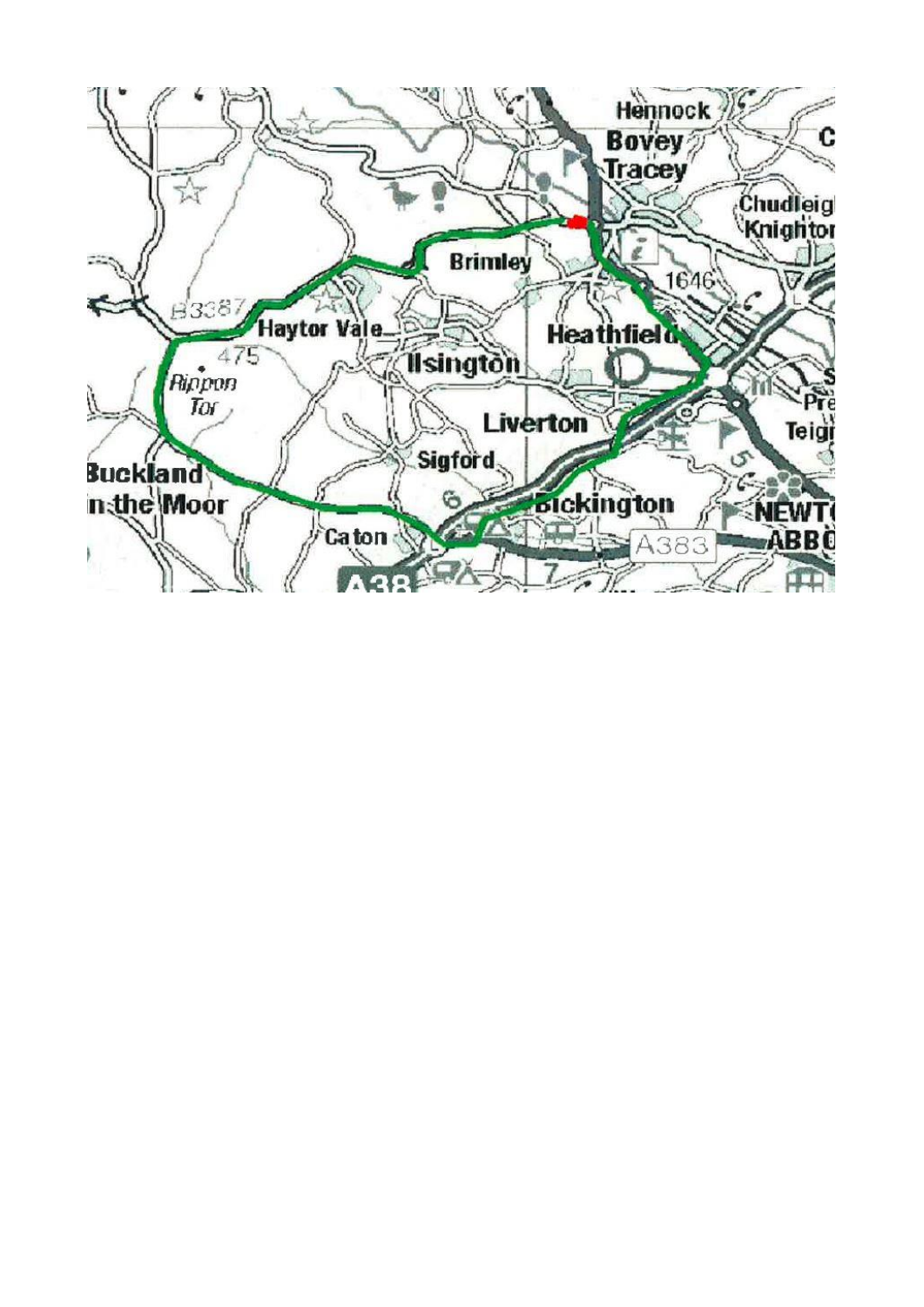Hennock

Bovey

Tracey

Chudleigh

Knighton

Brimley

1646

B3387

Haytor Vale

475

Rippon

Tor

Ilsington

Heathfield

Liverton

Sigford

Buckland

in the Moor

Caton

Bickington

A383

NEWTON

ABBOT

A38

Teign

6

5

7